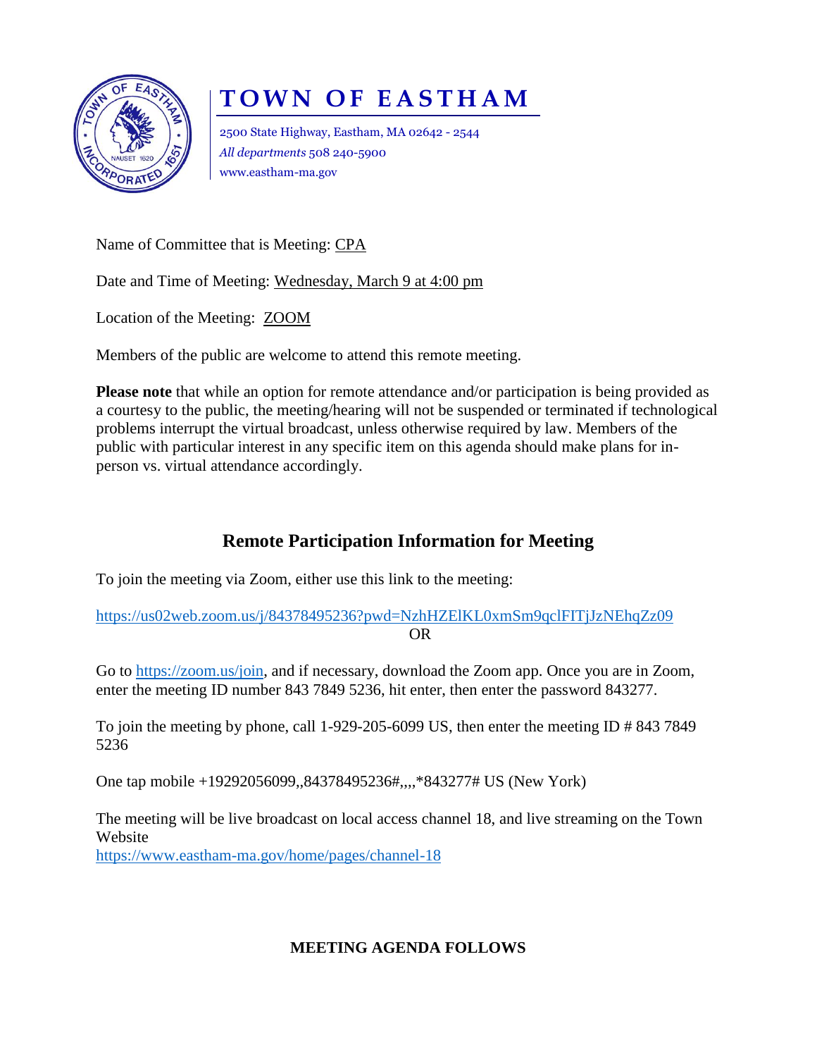# TOWN OF EASTHAM

2500 State Highway, Eastham, MA 02642 - 2544
*All departments* 508 240-5900
www.eastham-ma.gov

Name of Committee that is Meeting: CPA

Date and Time of Meeting: Wednesday, March 9 at 4:00 pm

Location of the Meeting: ZOOM

Members of the public are welcome to attend this remote meeting.

**Please note** that while an option for remote attendance and/or participation is being provided as a courtesy to the public, the meeting/hearing will not be suspended or terminated if technological problems interrupt the virtual broadcast, unless otherwise required by law. Members of the public with particular interest in any specific item on this agenda should make plans for in-person vs. virtual attendance accordingly.

## Remote Participation Information for Meeting

To join the meeting via Zoom, either use this link to the meeting:

https://us02web.zoom.us/j/84378495236?pwd=NzhHZElKL0xmSm9qclFITjJzNEhqZz09

OR

Go to https://zoom.us/join, and if necessary, download the Zoom app. Once you are in Zoom, enter the meeting ID number 843 7849 5236, hit enter, then enter the password 843277.

To join the meeting by phone, call 1-929-205-6099 US, then enter the meeting ID # 843 7849 5236

One tap mobile +19292056099,,84378495236#,,,,*843277# US (New York)

The meeting will be live broadcast on local access channel 18, and live streaming on the Town Website
https://www.eastham-ma.gov/home/pages/channel-18

**MEETING AGENDA FOLLOWS**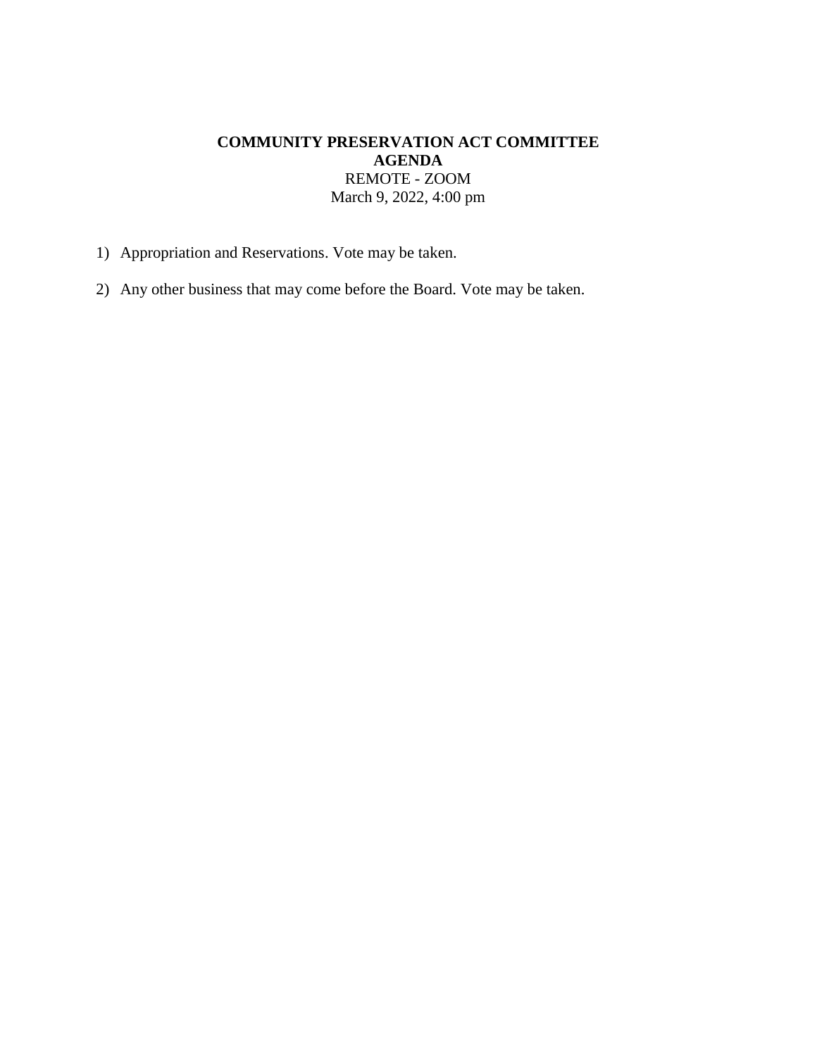**COMMUNITY PRESERVATION ACT COMMITTEE**
**AGENDA**
REMOTE - ZOOM
March 9, 2022, 4:00 pm

1) Appropriation and Reservations. Vote may be taken.

2) Any other business that may come before the Board. Vote may be taken.